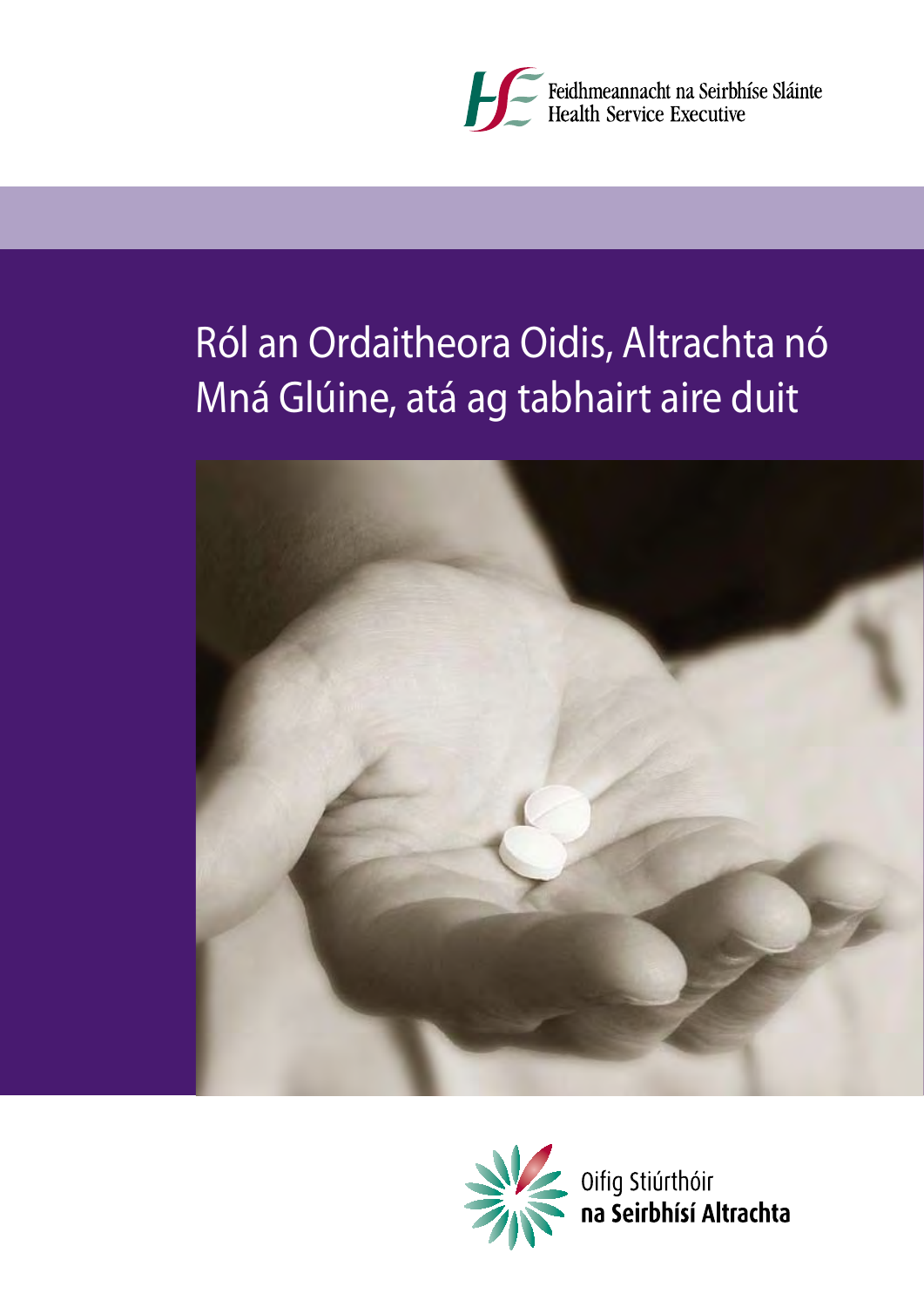Feidhmeannacht na Seirbhíse Sláinte
Health Service Executive

# Ról an Ordaitheora Oidis, Altrachta nó Mná Glúine, atá ag tabhairt aire duit

Oifig Stiúrthóir
**na Seirbhísí Altrachta**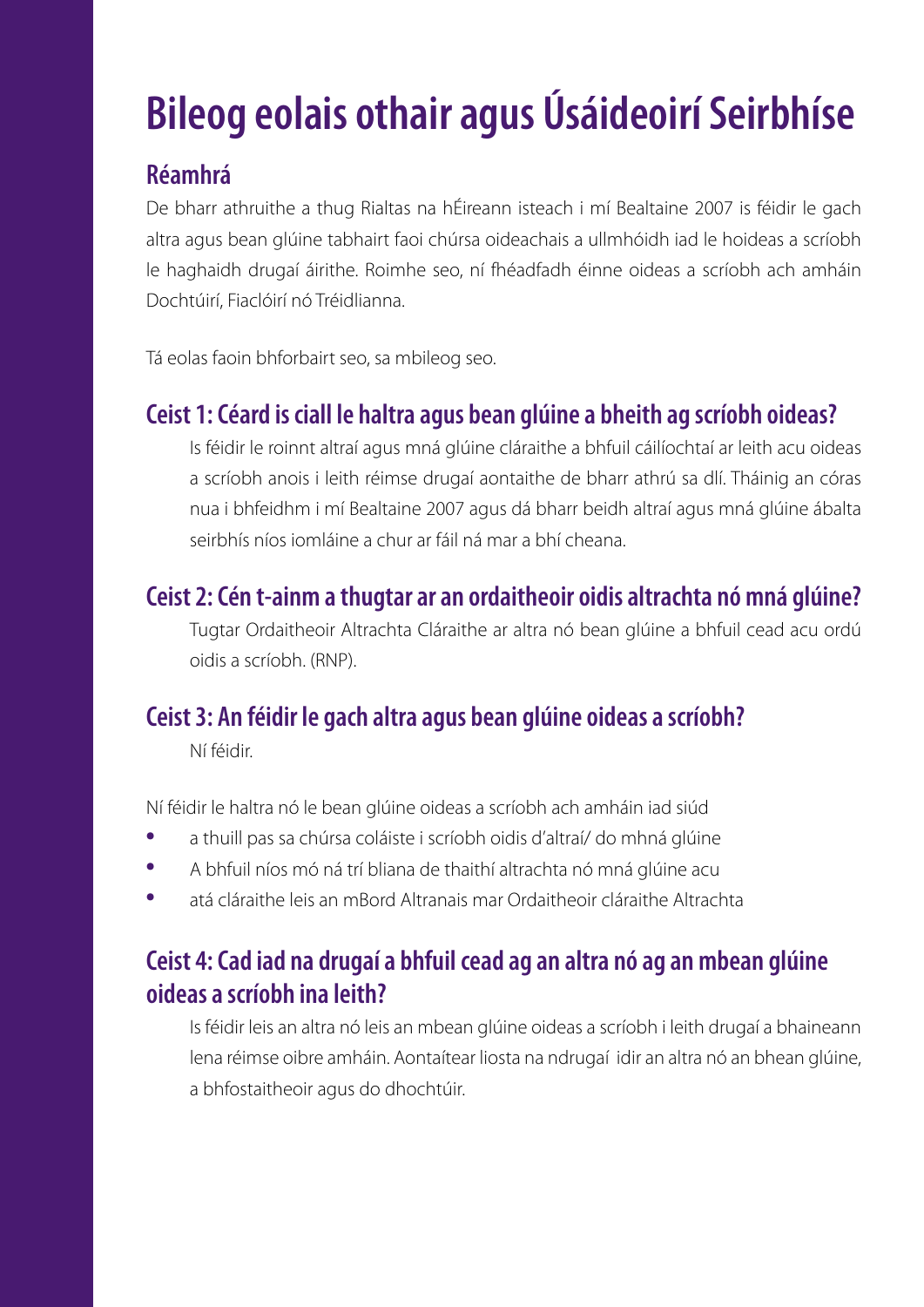# Bileog eolais othair agus Úsáideoirí Seirbhíse

## Réamhrá

De bharr athruithe a thug Rialtas na hÉireann isteach i mí Bealtaine 2007 is féidir le gach altra agus bean glúine tabhairt faoi chúrsa oideachais a ullmhóidh iad le hoideas a scríobh le haghaidh drugaí áirithe. Roimhe seo, ní fhéadfadh éinne oideas a scríobh ach amháin Dochtúirí, Fiaclóirí nó Tréidlianna.

Tá eolas faoin bhforbairt seo, sa mbileog seo.

## Ceist 1: Céard is ciall le haltra agus bean glúine a bheith ag scríobh oideas?

Is féidir le roinnt altraí agus mná glúine cláraithe a bhfuil cáilíochtaí ar leith acu oideas a scríobh anois i leith réimse drugaí aontaithe de bharr athrú sa dlí. Tháinig an córas nua i bhfeidhm i mí Bealtaine 2007 agus dá bharr beidh altraí agus mná glúine ábalta seirbhís níos iomláine a chur ar fáil ná mar a bhí cheana.

## Ceist 2: Cén t-ainm a thugtar ar an ordaitheoir oidis altrachta nó mná glúine?

Tugtar Ordaitheoir Altrachta Cláraithe ar altra nó bean glúine a bhfuil cead acu ordú oidis a scríobh. (RNP).

## Ceist 3: An féidir le gach altra agus bean glúine oideas a scríobh?

Ní féidir.

Ní féidir le haltra nó le bean glúine oideas a scríobh ach amháin iad siúd

- a thuill pas sa chúrsa coláiste i scríobh oidis d'altraí/ do mhná glúine
- A bhfuil níos mó ná trí bliana de thaithí altrachta nó mná glúine acu
- atá cláraithe leis an mBord Altranais mar Ordaitheoir cláraithe Altrachta

## Ceist 4: Cad iad na drugaí a bhfuil cead ag an altra nó ag an mbean glúine oideas a scríobh ina leith?

Is féidir leis an altra nó leis an mbean glúine oideas a scríobh i leith drugaí a bhaineann lena réimse oibre amháin. Aontaítear liosta na ndrugaí idir an altra nó an bhean glúine, a bhfostaitheoir agus do dhochtúir.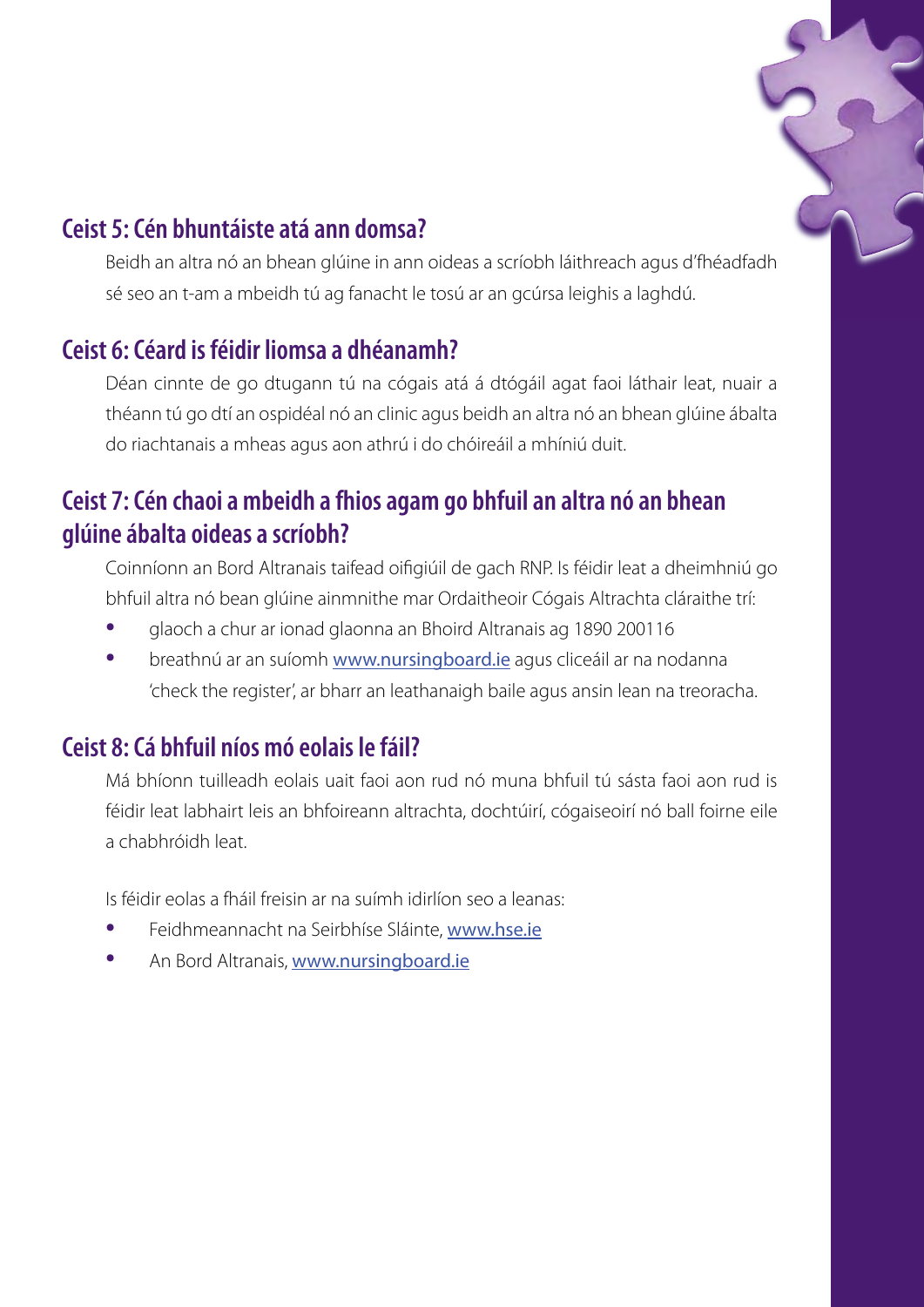## Ceist 5: Cén bhuntáiste atá ann domsa?

Beidh an altra nó an bhean glúine in ann oideas a scríobh láithreach agus d'fhéadfadh sé seo an t-am a mbeidh tú ag fanacht le tosú ar an gcúrsa leighis a laghdú.

## Ceist 6: Céard is féidir liomsa a dhéanamh?

Déan cinnte de go dtugann tú na cógais atá á dtógáil agat faoi láthair leat, nuair a théann tú go dtí an ospidéal nó an clinic agus beidh an altra nó an bhean glúine ábalta do riachtanais a mheas agus aon athrú i do chóireáil a mhíniú duit.

## Ceist 7: Cén chaoi a mbeidh a fhios agam go bhfuil an altra nó an bhean glúine ábalta oideas a scríobh?

Coinníonn an Bord Altranais taifead oifigiúil de gach RNP. Is féidir leat a dheimhniú go bhfuil altra nó bean glúine ainmnithe mar Ordaitheoir Cógais Altrachta cláraithe trí:

- glaoch a chur ar ionad glaonna an Bhoird Altranais ag 1890 200116
- breathnú ar an suíomh www.nursingboard.ie agus cliceáil ar na nodanna 'check the register', ar bharr an leathanaigh baile agus ansin lean na treoracha.

## Ceist 8: Cá bhfuil níos mó eolais le fáil?

Má bhíonn tuilleadh eolais uait faoi aon rud nó muna bhfuil tú sásta faoi aon rud is féidir leat labhairt leis an bhfoireann altrachta, dochtúirí, cógaiseoirí nó ball foirne eile a chabhróidh leat.

Is féidir eolas a fháil freisin ar na suímh idirlíon seo a leanas:

- Feidhmeannacht na Seirbhíse Sláinte, www.hse.ie
- An Bord Altranais, www.nursingboard.ie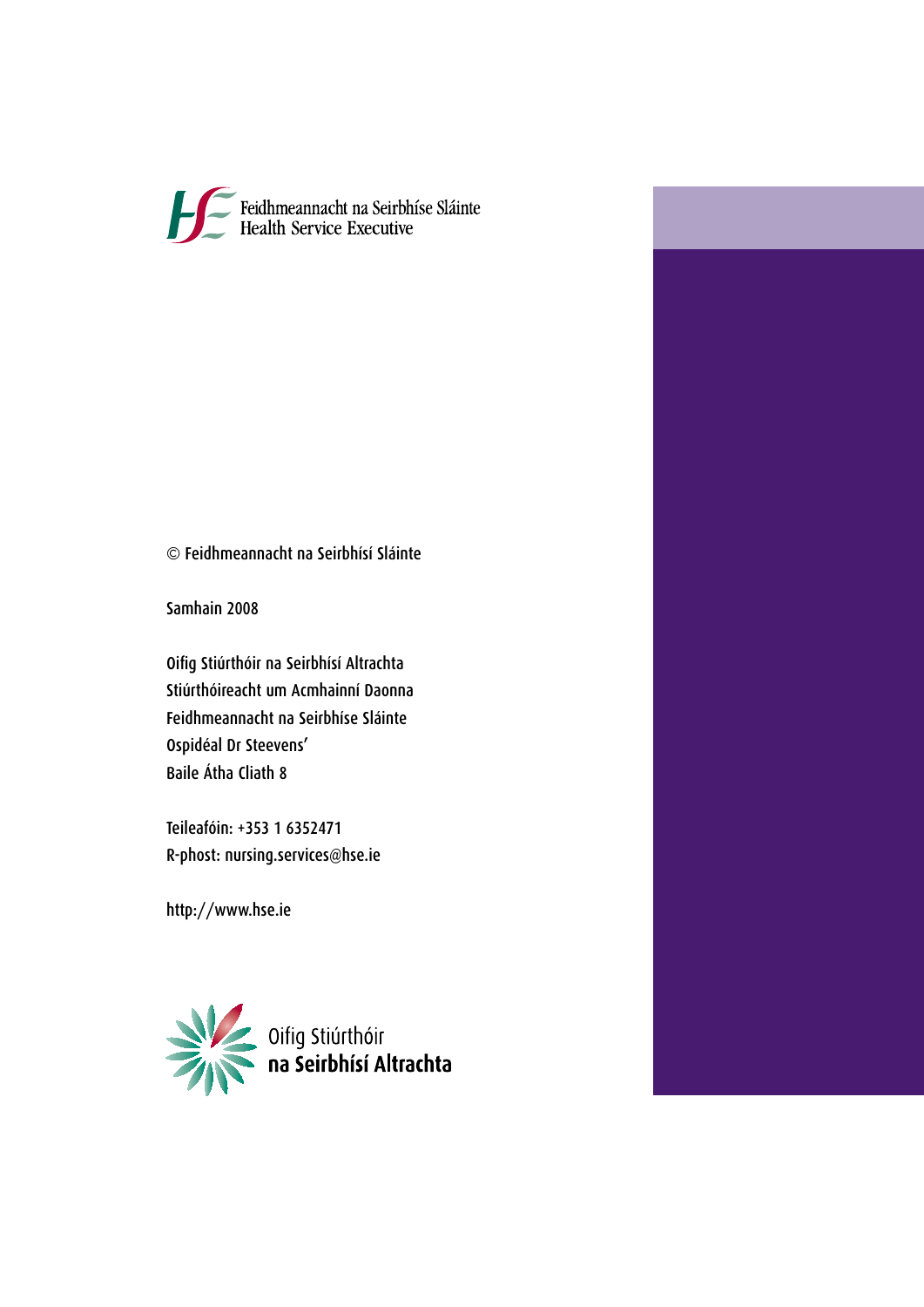Feidhmeannacht na Seirbhíse Sláinte
Health Service Executive

© Feidhmeannacht na Seirbhísí Sláinte

Samhain 2008

Oifig Stiúrthóir na Seirbhísí Altrachta
Stiúrthóireacht um Acmhainní Daonna
Feidhmeannacht na Seirbhíse Sláinte
Ospidéal Dr Steevens'
Baile Átha Cliath 8

Teileafóin: +353 1 6352471
R-phost: nursing.services@hse.ie

http://www.hse.ie

Oifig Stiúrthóir
**na Seirbhísí Altrachta**